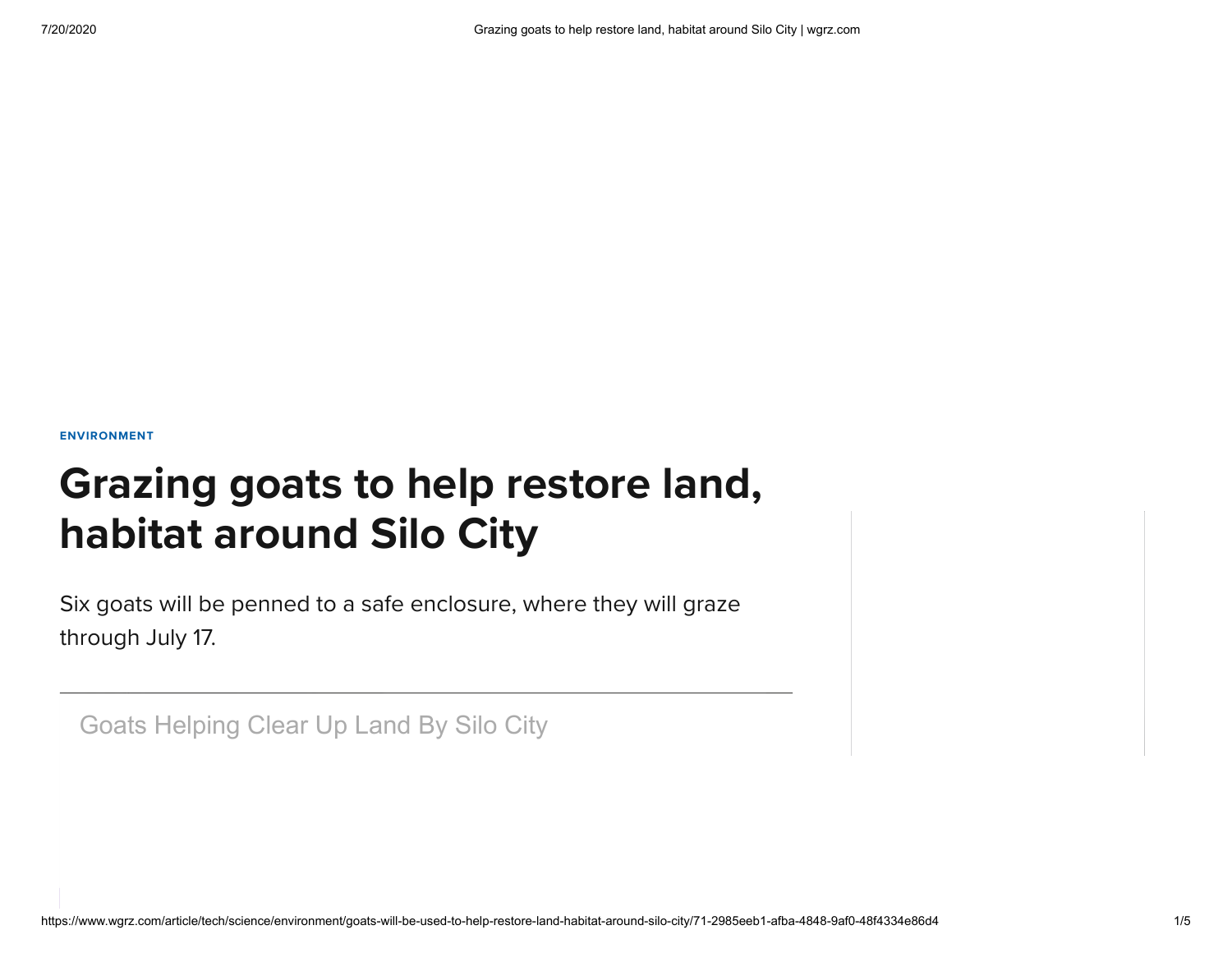ENVIRONMENT

# Grazing goats to help restore land, habitat around Silo City

Six goats will be penned to a safe enclosure, where they will graze through July 17.

Goats Helping Clear Up Land By Silo City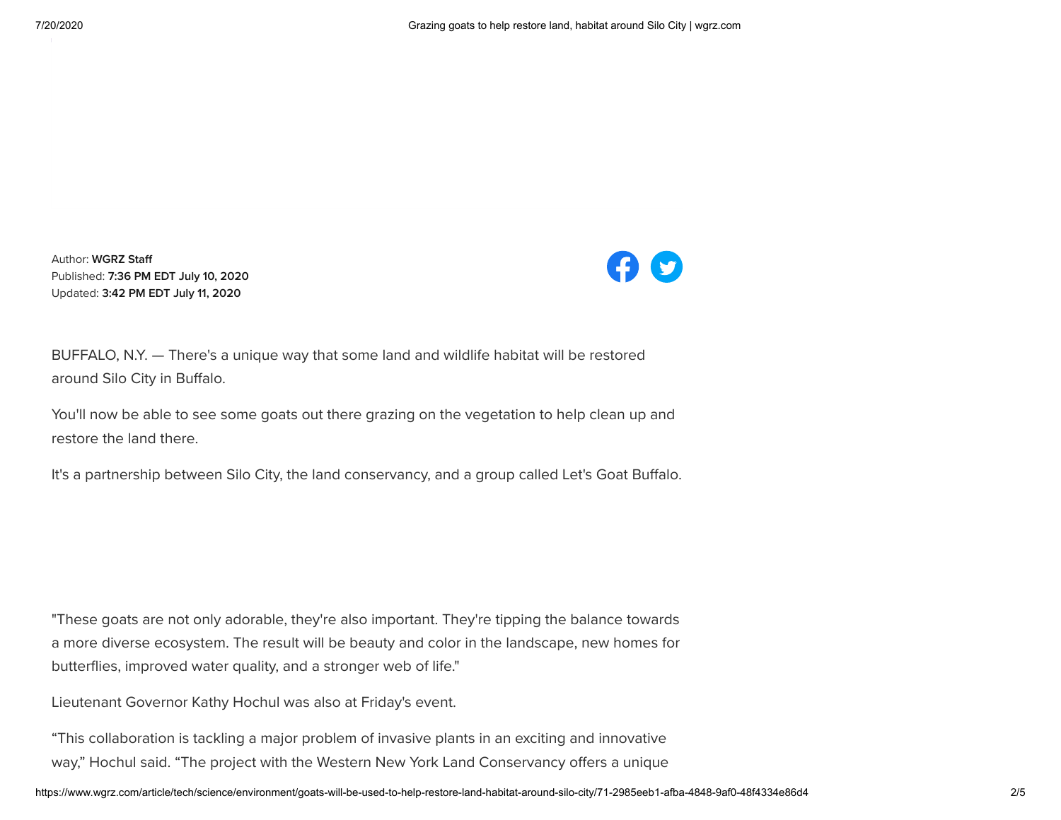Author: **WGRZ Staff**
Published: **7:36 PM EDT July 10, 2020**
Updated: **3:42 PM EDT July 11, 2020**

BUFFALO, N.Y. — There's a unique way that some land and wildlife habitat will be restored around Silo City in Buffalo.

You'll now be able to see some goats out there grazing on the vegetation to help clean up and restore the land there.

It's a partnership between Silo City, the land conservancy, and a group called Let's Goat Buffalo.

"These goats are not only adorable, they're also important. They're tipping the balance towards a more diverse ecosystem. The result will be beauty and color in the landscape, new homes for butterflies, improved water quality, and a stronger web of life."

Lieutenant Governor Kathy Hochul was also at Friday's event.

"This collaboration is tackling a major problem of invasive plants in an exciting and innovative way," Hochul said. "The project with the Western New York Land Conservancy offers a unique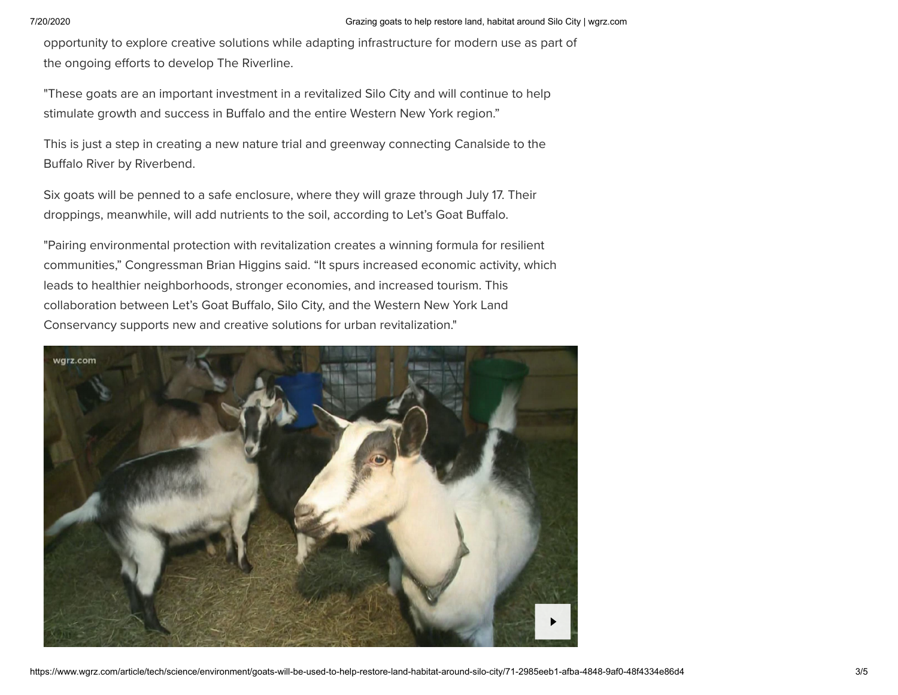opportunity to explore creative solutions while adapting infrastructure for modern use as part of the ongoing efforts to develop The Riverline.

"These goats are an important investment in a revitalized Silo City and will continue to help stimulate growth and success in Buffalo and the entire Western New York region."

This is just a step in creating a new nature trial and greenway connecting Canalside to the Buffalo River by Riverbend.

Six goats will be penned to a safe enclosure, where they will graze through July 17. Their droppings, meanwhile, will add nutrients to the soil, according to Let's Goat Buffalo.

"Pairing environmental protection with revitalization creates a winning formula for resilient communities," Congressman Brian Higgins said. "It spurs increased economic activity, which leads to healthier neighborhoods, stronger economies, and increased tourism. This collaboration between Let's Goat Buffalo, Silo City, and the Western New York Land Conservancy supports new and creative solutions for urban revitalization."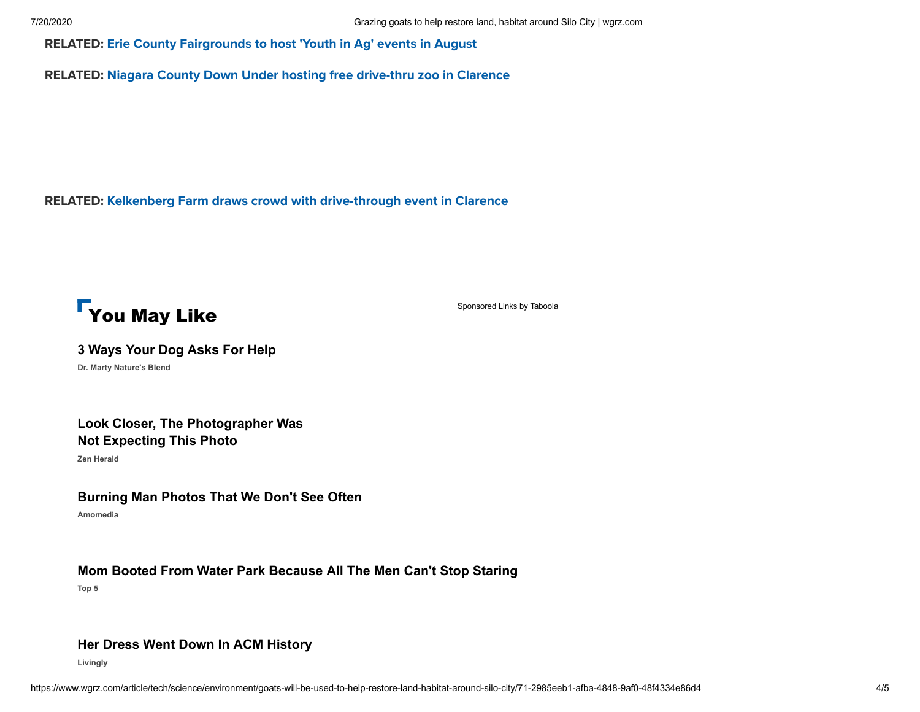**RELATED:** **Erie County Fairgrounds to host 'Youth in Ag' events in August**

**RELATED:** **Niagara County Down Under hosting free drive-thru zoo in Clarence**

**RELATED:** **Kelkenberg Farm draws crowd with drive-through event in Clarence**

## You May Like

Sponsored Links by Taboola

**3 Ways Your Dog Asks For Help**

Dr. Marty Nature's Blend

**Look Closer, The Photographer Was Not Expecting This Photo**

Zen Herald

**Burning Man Photos That We Don't See Often**

Amomedia

**Mom Booted From Water Park Because All The Men Can't Stop Staring**

Top 5

**Her Dress Went Down In ACM History**

Livingly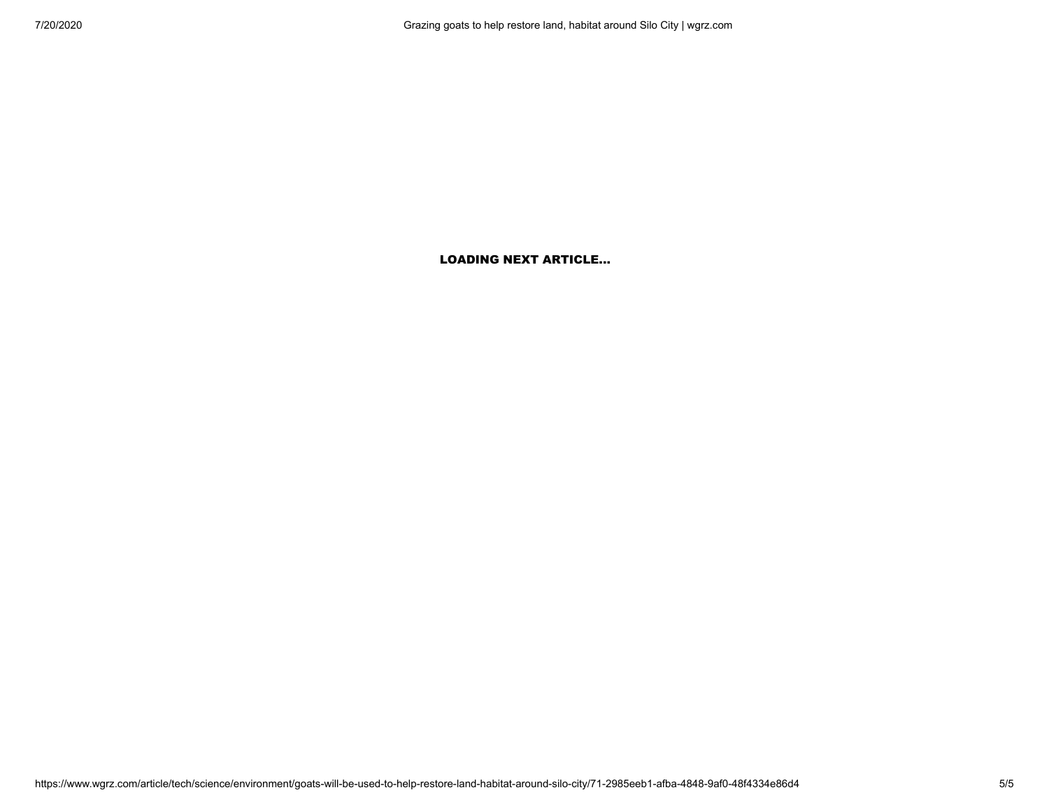**LOADING NEXT ARTICLE...**